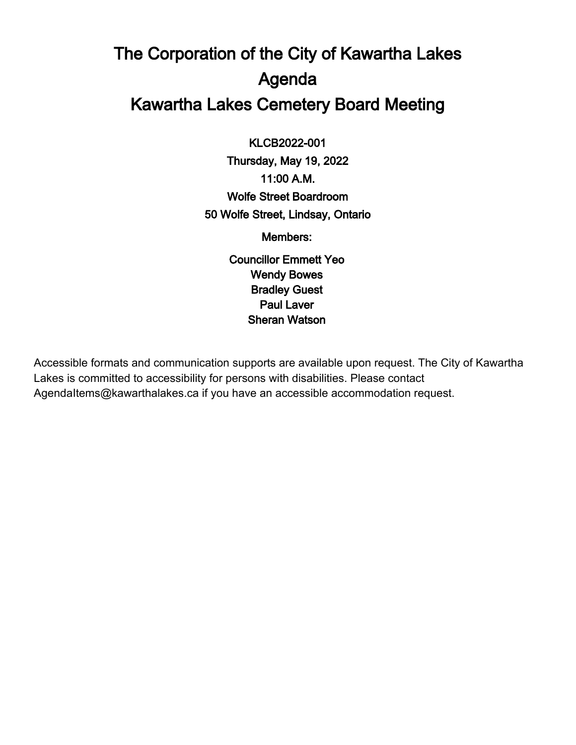# The Corporation of the City of Kawartha Lakes
# Agenda
# Kawartha Lakes Cemetery Board Meeting

**KLCB2022-001**

**Thursday, May 19, 2022**

**11:00 A.M.**

**Wolfe Street Boardroom**

**50 Wolfe Street, Lindsay, Ontario**

**Members:**

**Councillor Emmett Yeo**
**Wendy Bowes**
**Bradley Guest**
**Paul Laver**
**Sheran Watson**

Accessible formats and communication supports are available upon request. The City of Kawartha Lakes is committed to accessibility for persons with disabilities. Please contact AgendaItems@kawarthalakes.ca if you have an accessible accommodation request.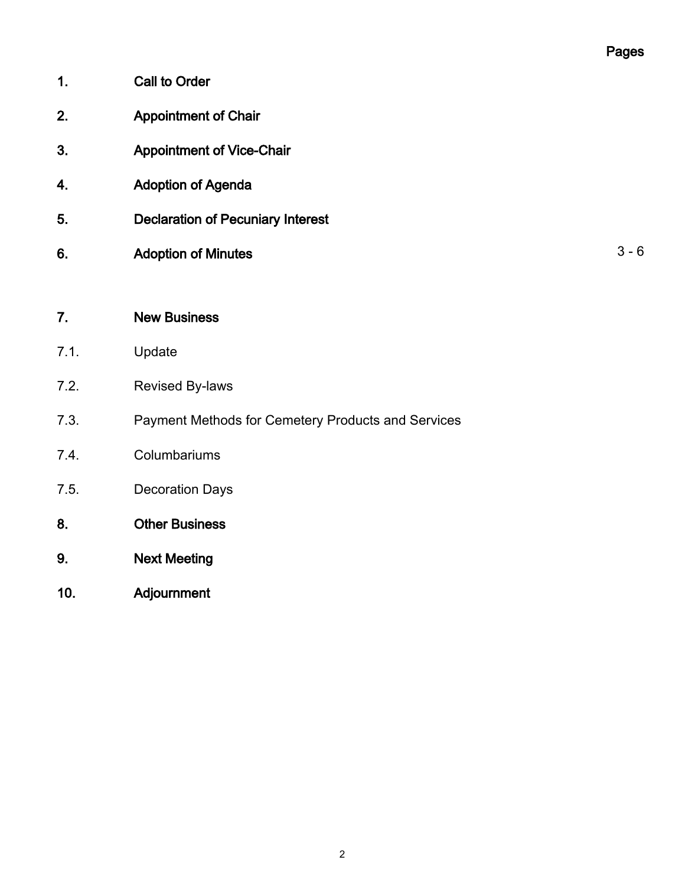| | | Pages |
|---|---|---|
| **1.** | **Call to Order** | |
| **2.** | **Appointment of Chair** | |
| **3.** | **Appointment of Vice-Chair** | |
| **4.** | **Adoption of Agenda** | |
| **5.** | **Declaration of Pecuniary Interest** | |
| **6.** | **Adoption of Minutes** | 3 - 6 |
| **7.** | **New Business** | |
| 7.1. | Update | |
| 7.2. | Revised By-laws | |
| 7.3. | Payment Methods for Cemetery Products and Services | |
| 7.4. | Columbariums | |
| 7.5. | Decoration Days | |
| **8.** | **Other Business** | |
| **9.** | **Next Meeting** | |
| **10.** | **Adjournment** | |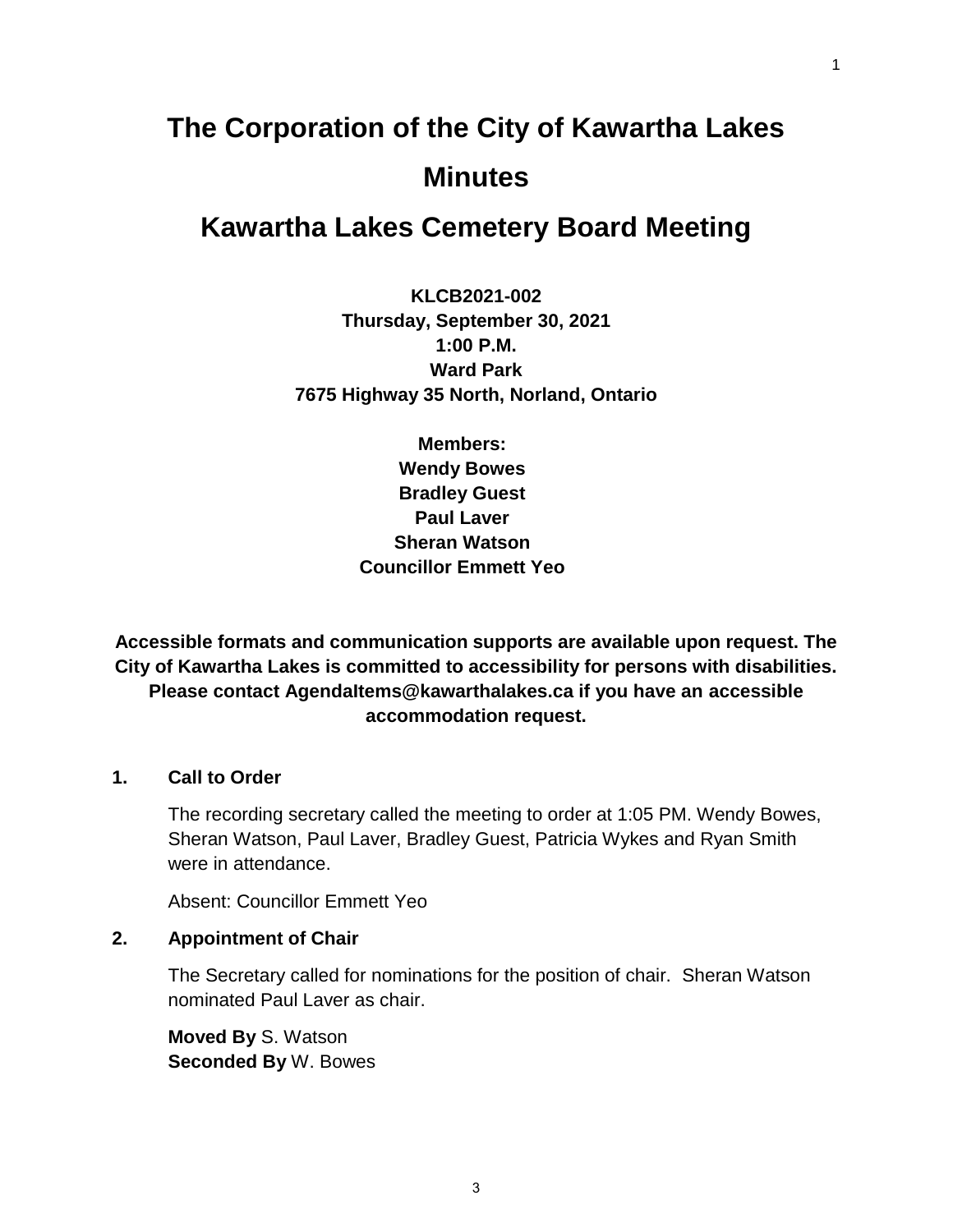# The Corporation of the City of Kawartha Lakes

# Minutes

# Kawartha Lakes Cemetery Board Meeting

**KLCB2021-002**
**Thursday, September 30, 2021**
**1:00 P.M.**
**Ward Park**
**7675 Highway 35 North, Norland, Ontario**

**Members:**
**Wendy Bowes**
**Bradley Guest**
**Paul Laver**
**Sheran Watson**
**Councillor Emmett Yeo**

**Accessible formats and communication supports are available upon request. The City of Kawartha Lakes is committed to accessibility for persons with disabilities. Please contact AgendaItems@kawarthalakes.ca if you have an accessible accommodation request.**

## 1. Call to Order

The recording secretary called the meeting to order at 1:05 PM. Wendy Bowes, Sheran Watson, Paul Laver, Bradley Guest, Patricia Wykes and Ryan Smith were in attendance.

Absent: Councillor Emmett Yeo

## 2. Appointment of Chair

The Secretary called for nominations for the position of chair. Sheran Watson nominated Paul Laver as chair.

**Moved By** S. Watson
**Seconded By** W. Bowes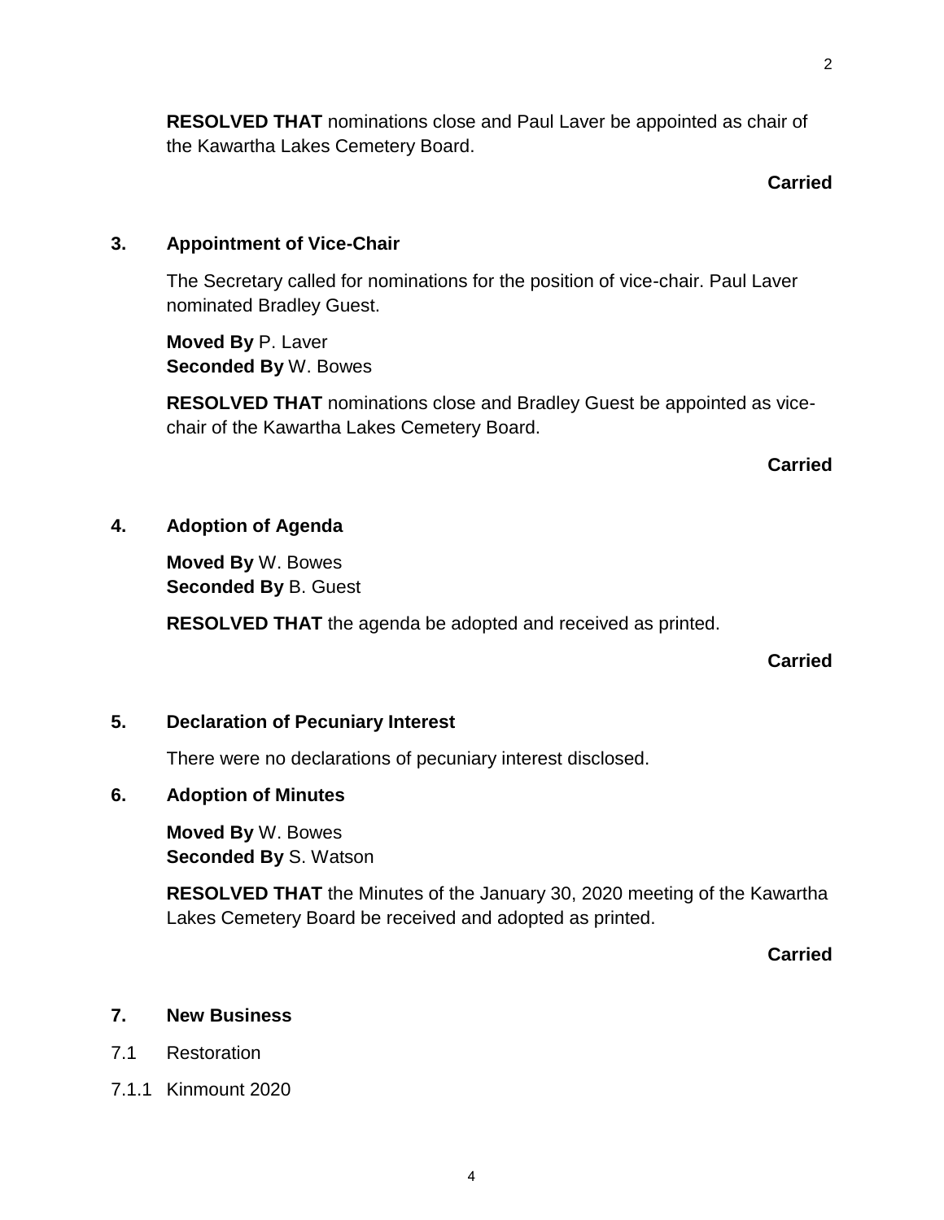**RESOLVED THAT** nominations close and Paul Laver be appointed as chair of the Kawartha Lakes Cemetery Board.

**Carried**

## 3. Appointment of Vice-Chair

The Secretary called for nominations for the position of vice-chair. Paul Laver nominated Bradley Guest.

**Moved By** P. Laver
**Seconded By** W. Bowes

**RESOLVED THAT** nominations close and Bradley Guest be appointed as vice-chair of the Kawartha Lakes Cemetery Board.

**Carried**

## 4. Adoption of Agenda

**Moved By** W. Bowes
**Seconded By** B. Guest

**RESOLVED THAT** the agenda be adopted and received as printed.

**Carried**

## 5. Declaration of Pecuniary Interest

There were no declarations of pecuniary interest disclosed.

## 6. Adoption of Minutes

**Moved By** W. Bowes
**Seconded By** S. Watson

**RESOLVED THAT** the Minutes of the January 30, 2020 meeting of the Kawartha Lakes Cemetery Board be received and adopted as printed.

**Carried**

## 7. New Business

7.1 Restoration

7.1.1 Kinmount 2020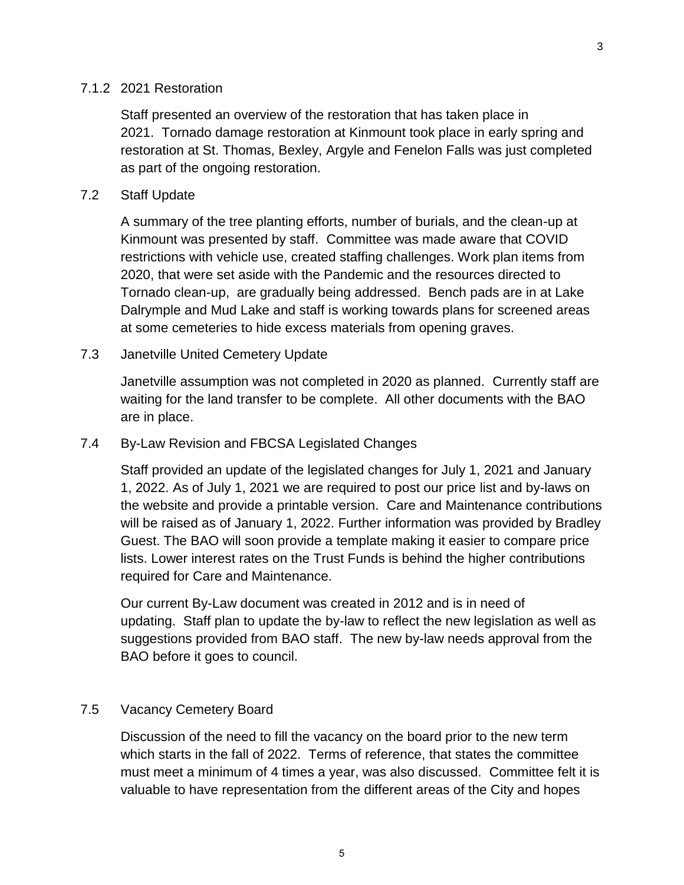7.1.2 2021 Restoration

Staff presented an overview of the restoration that has taken place in 2021. Tornado damage restoration at Kinmount took place in early spring and restoration at St. Thomas, Bexley, Argyle and Fenelon Falls was just completed as part of the ongoing restoration.

7.2 Staff Update

A summary of the tree planting efforts, number of burials, and the clean-up at Kinmount was presented by staff. Committee was made aware that COVID restrictions with vehicle use, created staffing challenges. Work plan items from 2020, that were set aside with the Pandemic and the resources directed to Tornado clean-up, are gradually being addressed. Bench pads are in at Lake Dalrymple and Mud Lake and staff is working towards plans for screened areas at some cemeteries to hide excess materials from opening graves.

7.3 Janetville United Cemetery Update

Janetville assumption was not completed in 2020 as planned. Currently staff are waiting for the land transfer to be complete. All other documents with the BAO are in place.

7.4 By-Law Revision and FBCSA Legislated Changes

Staff provided an update of the legislated changes for July 1, 2021 and January 1, 2022. As of July 1, 2021 we are required to post our price list and by-laws on the website and provide a printable version. Care and Maintenance contributions will be raised as of January 1, 2022. Further information was provided by Bradley Guest. The BAO will soon provide a template making it easier to compare price lists. Lower interest rates on the Trust Funds is behind the higher contributions required for Care and Maintenance.

Our current By-Law document was created in 2012 and is in need of updating. Staff plan to update the by-law to reflect the new legislation as well as suggestions provided from BAO staff. The new by-law needs approval from the BAO before it goes to council.

7.5 Vacancy Cemetery Board

Discussion of the need to fill the vacancy on the board prior to the new term which starts in the fall of 2022. Terms of reference, that states the committee must meet a minimum of 4 times a year, was also discussed. Committee felt it is valuable to have representation from the different areas of the City and hopes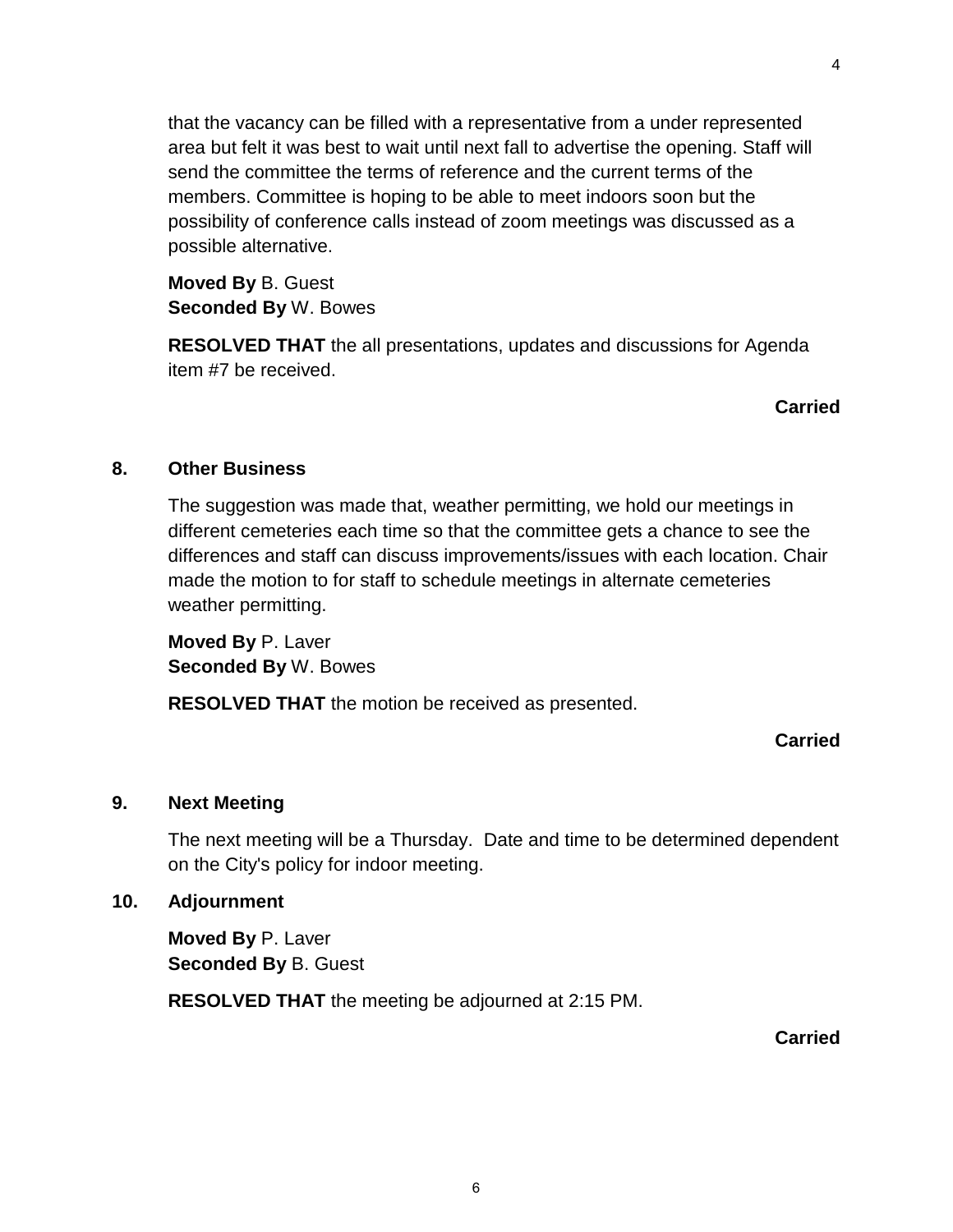that the vacancy can be filled with a representative from a under represented area but felt it was best to wait until next fall to advertise the opening. Staff will send the committee the terms of reference and the current terms of the members. Committee is hoping to be able to meet indoors soon but the possibility of conference calls instead of zoom meetings was discussed as a possible alternative.

**Moved By** B. Guest
**Seconded By** W. Bowes

**RESOLVED THAT** the all presentations, updates and discussions for Agenda item #7 be received.

**Carried**

## 8. Other Business

The suggestion was made that, weather permitting, we hold our meetings in different cemeteries each time so that the committee gets a chance to see the differences and staff can discuss improvements/issues with each location. Chair made the motion to for staff to schedule meetings in alternate cemeteries weather permitting.

**Moved By** P. Laver
**Seconded By** W. Bowes

**RESOLVED THAT** the motion be received as presented.

**Carried**

## 9. Next Meeting

The next meeting will be a Thursday. Date and time to be determined dependent on the City's policy for indoor meeting.

## 10. Adjournment

**Moved By** P. Laver
**Seconded By** B. Guest

**RESOLVED THAT** the meeting be adjourned at 2:15 PM.

**Carried**